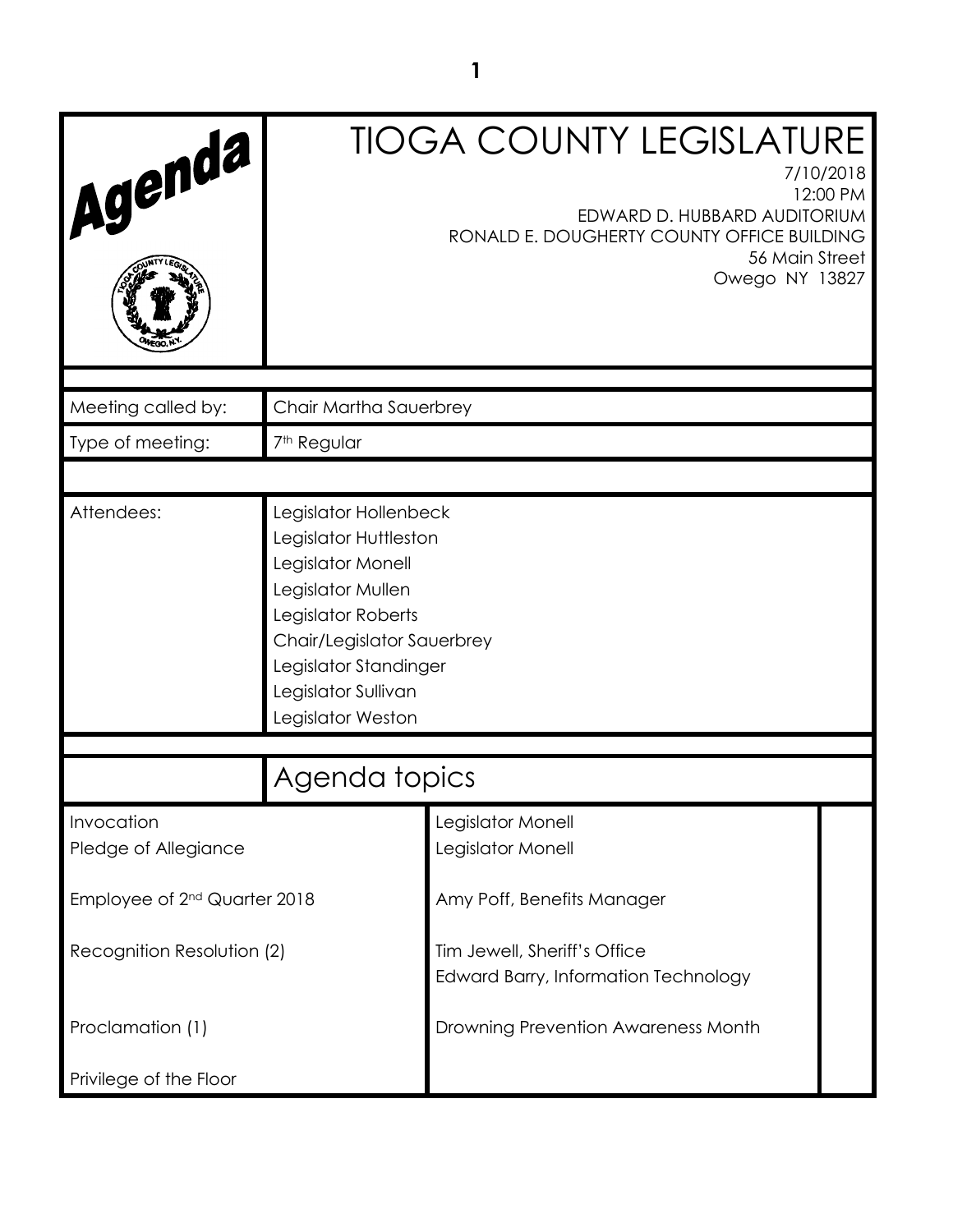# Agenda

# TIOGA COUNTY LEGISLATURE

7/10/2018
12:00 PM
EDWARD D. HUBBARD AUDITORIUM
RONALD E. DOUGHERTY COUNTY OFFICE BUILDING
56 Main Street
Owego NY 13827

| | |
|---|---|
| Meeting called by: | Chair Martha Sauerbrey |
| Type of meeting: | 7th Regular |

| | |
|---|---|
| Attendees: | Legislator Hollenbeck<br>Legislator Huttleston<br>Legislator Monell<br>Legislator Mullen<br>Legislator Roberts<br>Chair/Legislator Sauerbrey<br>Legislator Standinger<br>Legislator Sullivan<br>Legislator Weston |

## Agenda topics

| | | |
|---|---|---|
| Invocation | Legislator Monell | |
| Pledge of Allegiance | Legislator Monell | |
| Employee of 2nd Quarter 2018 | Amy Poff, Benefits Manager | |
| Recognition Resolution (2) | Tim Jewell, Sheriff's Office<br>Edward Barry, Information Technology | |
| Proclamation (1) | Drowning Prevention Awareness Month | |
| Privilege of the Floor | | |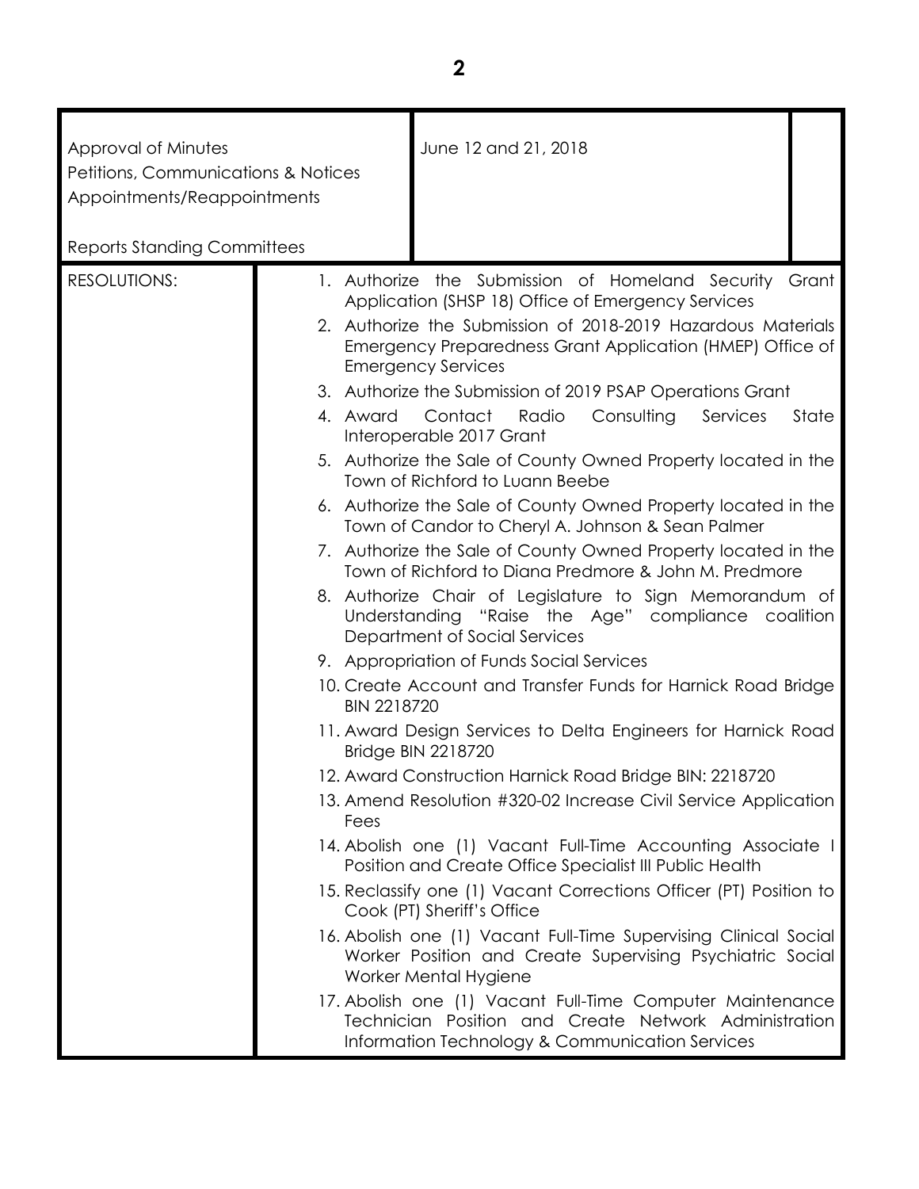| Approval of Minutes<br>Petitions, Communications & Notices<br>Appointments/Reappointments<br><br>Reports Standing Committees | June 12 and 21, 2018 | |
|---|---|---|

**RESOLUTIONS:**

1. Authorize the Submission of Homeland Security Grant Application (SHSP 18) Office of Emergency Services
2. Authorize the Submission of 2018-2019 Hazardous Materials Emergency Preparedness Grant Application (HMEP) Office of Emergency Services
3. Authorize the Submission of 2019 PSAP Operations Grant
4. Award Contact Radio Consulting Services State Interoperable 2017 Grant
5. Authorize the Sale of County Owned Property located in the Town of Richford to Luann Beebe
6. Authorize the Sale of County Owned Property located in the Town of Candor to Cheryl A. Johnson & Sean Palmer
7. Authorize the Sale of County Owned Property located in the Town of Richford to Diana Predmore & John M. Predmore
8. Authorize Chair of Legislature to Sign Memorandum of Understanding "Raise the Age" compliance coalition Department of Social Services
9. Appropriation of Funds Social Services
10. Create Account and Transfer Funds for Harnick Road Bridge BIN 2218720
11. Award Design Services to Delta Engineers for Harnick Road Bridge BIN 2218720
12. Award Construction Harnick Road Bridge BIN: 2218720
13. Amend Resolution #320-02 Increase Civil Service Application Fees
14. Abolish one (1) Vacant Full-Time Accounting Associate I Position and Create Office Specialist III Public Health
15. Reclassify one (1) Vacant Corrections Officer (PT) Position to Cook (PT) Sheriff's Office
16. Abolish one (1) Vacant Full-Time Supervising Clinical Social Worker Position and Create Supervising Psychiatric Social Worker Mental Hygiene
17. Abolish one (1) Vacant Full-Time Computer Maintenance Technician Position and Create Network Administration Information Technology & Communication Services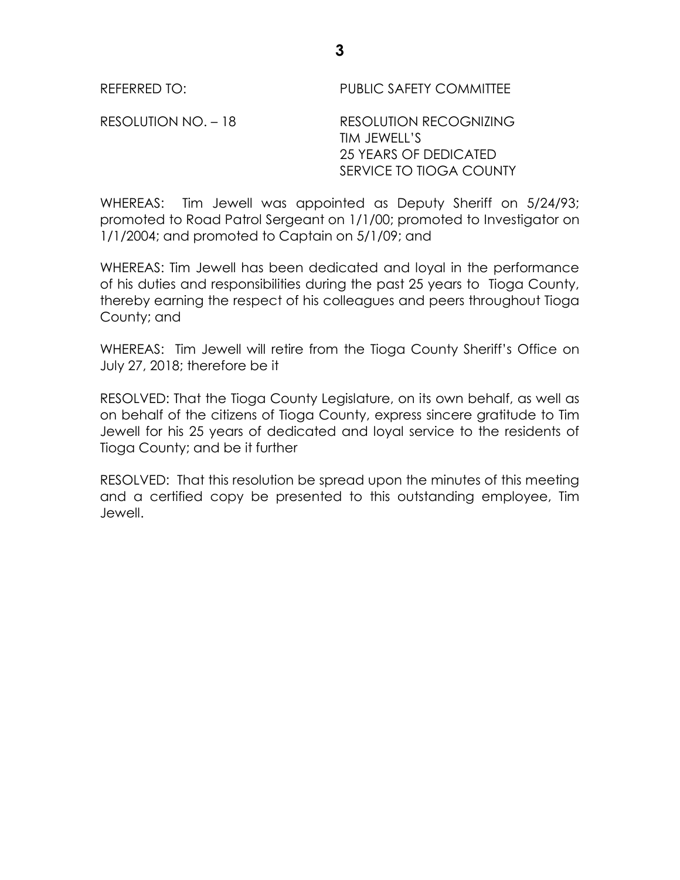REFERRED TO: PUBLIC SAFETY COMMITTEE

RESOLUTION NO. – 18 RESOLUTION RECOGNIZING TIM JEWELL'S 25 YEARS OF DEDICATED SERVICE TO TIOGA COUNTY

WHEREAS: Tim Jewell was appointed as Deputy Sheriff on 5/24/93; promoted to Road Patrol Sergeant on 1/1/00; promoted to Investigator on 1/1/2004; and promoted to Captain on 5/1/09; and

WHEREAS: Tim Jewell has been dedicated and loyal in the performance of his duties and responsibilities during the past 25 years to Tioga County, thereby earning the respect of his colleagues and peers throughout Tioga County; and

WHEREAS: Tim Jewell will retire from the Tioga County Sheriff's Office on July 27, 2018; therefore be it

RESOLVED: That the Tioga County Legislature, on its own behalf, as well as on behalf of the citizens of Tioga County, express sincere gratitude to Tim Jewell for his 25 years of dedicated and loyal service to the residents of Tioga County; and be it further

RESOLVED: That this resolution be spread upon the minutes of this meeting and a certified copy be presented to this outstanding employee, Tim Jewell.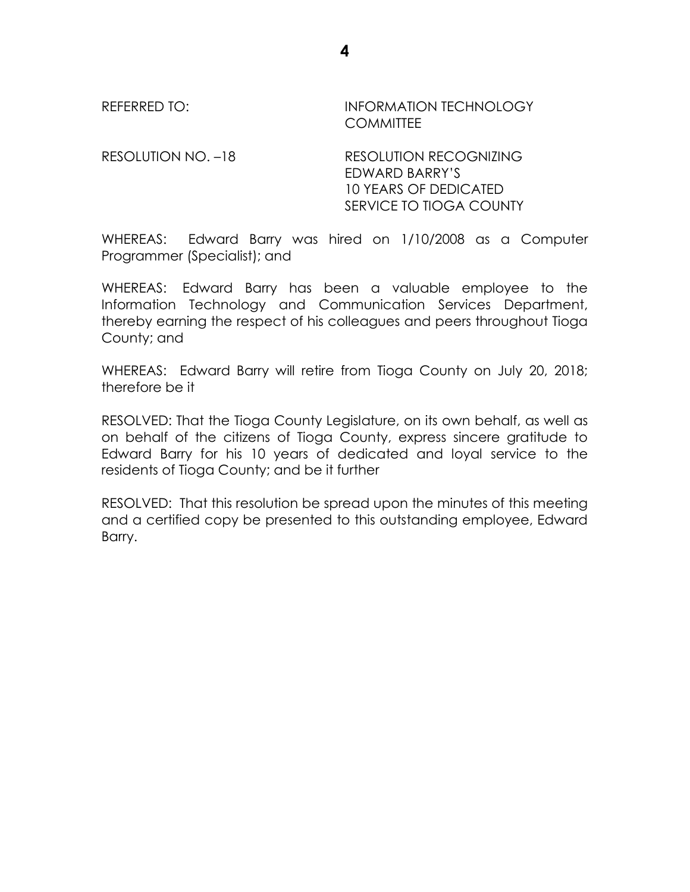REFERRED TO: INFORMATION TECHNOLOGY COMMITTEE

RESOLUTION NO. –18 RESOLUTION RECOGNIZING EDWARD BARRY'S 10 YEARS OF DEDICATED SERVICE TO TIOGA COUNTY

WHEREAS: Edward Barry was hired on 1/10/2008 as a Computer Programmer (Specialist); and

WHEREAS: Edward Barry has been a valuable employee to the Information Technology and Communication Services Department, thereby earning the respect of his colleagues and peers throughout Tioga County; and

WHEREAS: Edward Barry will retire from Tioga County on July 20, 2018; therefore be it

RESOLVED: That the Tioga County Legislature, on its own behalf, as well as on behalf of the citizens of Tioga County, express sincere gratitude to Edward Barry for his 10 years of dedicated and loyal service to the residents of Tioga County; and be it further

RESOLVED: That this resolution be spread upon the minutes of this meeting and a certified copy be presented to this outstanding employee, Edward Barry.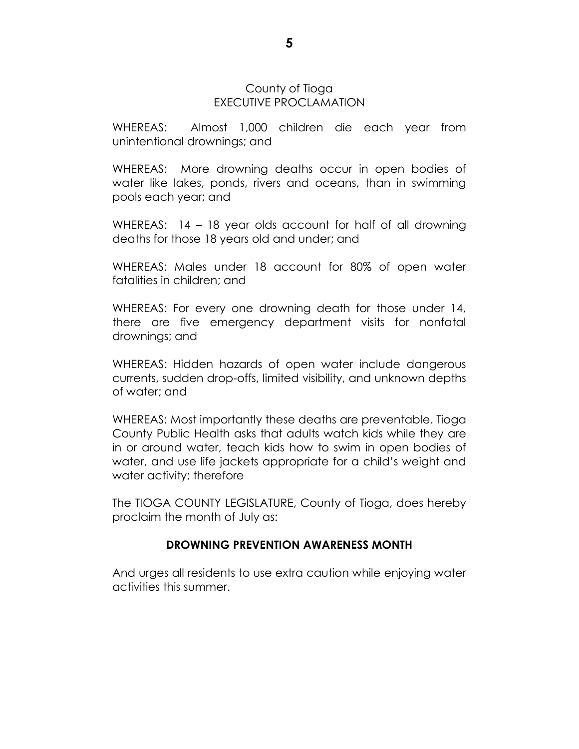County of Tioga
EXECUTIVE PROCLAMATION

WHEREAS: Almost 1,000 children die each year from unintentional drownings; and

WHEREAS: More drowning deaths occur in open bodies of water like lakes, ponds, rivers and oceans, than in swimming pools each year; and

WHEREAS: 14 – 18 year olds account for half of all drowning deaths for those 18 years old and under; and

WHEREAS: Males under 18 account for 80% of open water fatalities in children; and

WHEREAS: For every one drowning death for those under 14, there are five emergency department visits for nonfatal drownings; and

WHEREAS: Hidden hazards of open water include dangerous currents, sudden drop-offs, limited visibility, and unknown depths of water; and

WHEREAS: Most importantly these deaths are preventable. Tioga County Public Health asks that adults watch kids while they are in or around water, teach kids how to swim in open bodies of water, and use life jackets appropriate for a child's weight and water activity; therefore

The TIOGA COUNTY LEGISLATURE, County of Tioga, does hereby proclaim the month of July as:

**DROWNING PREVENTION AWARENESS MONTH**

And urges all residents to use extra caution while enjoying water activities this summer.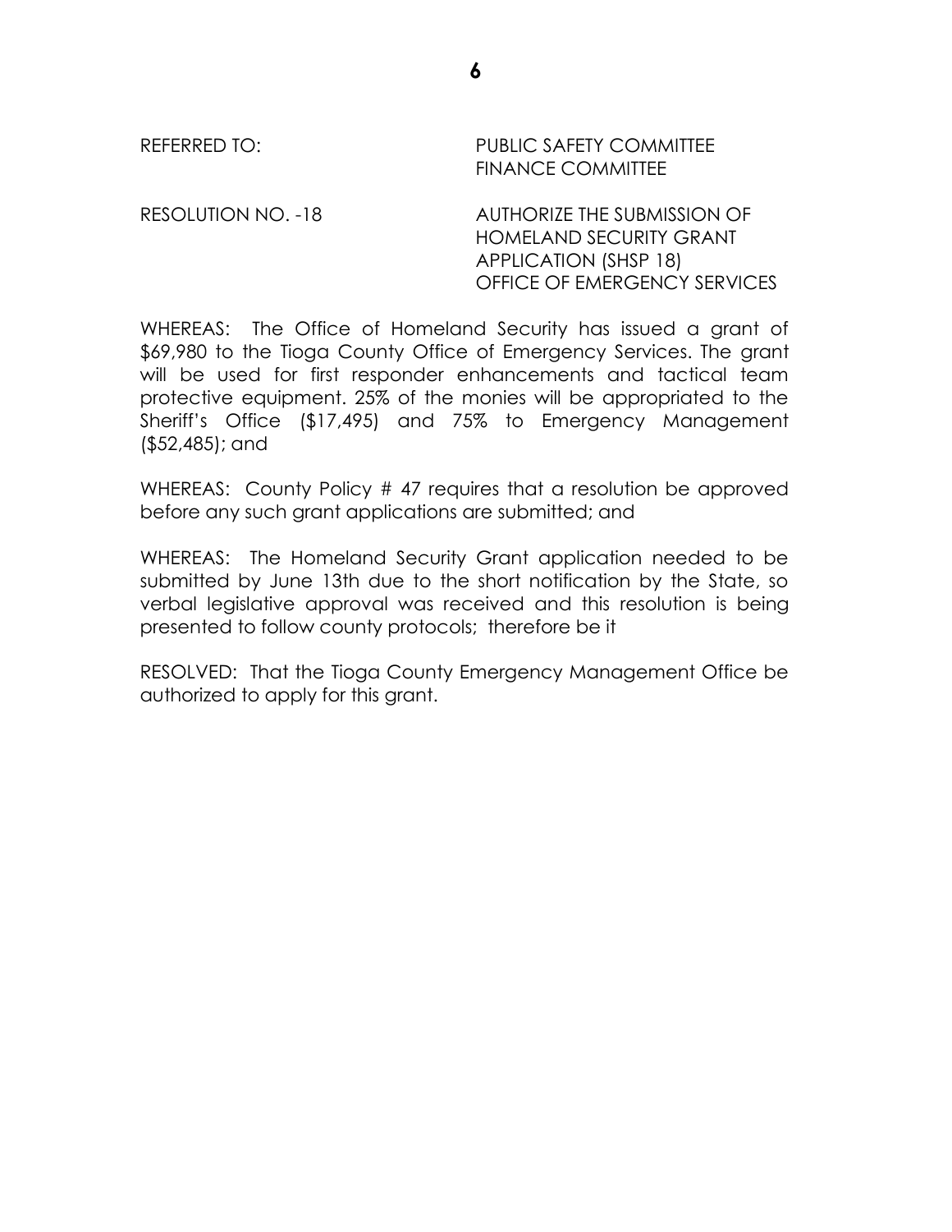REFERRED TO: PUBLIC SAFETY COMMITTEE
FINANCE COMMITTEE

RESOLUTION NO. -18 AUTHORIZE THE SUBMISSION OF HOMELAND SECURITY GRANT APPLICATION (SHSP 18) OFFICE OF EMERGENCY SERVICES

WHEREAS: The Office of Homeland Security has issued a grant of $69,980 to the Tioga County Office of Emergency Services. The grant will be used for first responder enhancements and tactical team protective equipment. 25% of the monies will be appropriated to the Sheriff's Office ($17,495) and 75% to Emergency Management ($52,485); and

WHEREAS: County Policy # 47 requires that a resolution be approved before any such grant applications are submitted; and

WHEREAS: The Homeland Security Grant application needed to be submitted by June 13th due to the short notification by the State, so verbal legislative approval was received and this resolution is being presented to follow county protocols; therefore be it

RESOLVED: That the Tioga County Emergency Management Office be authorized to apply for this grant.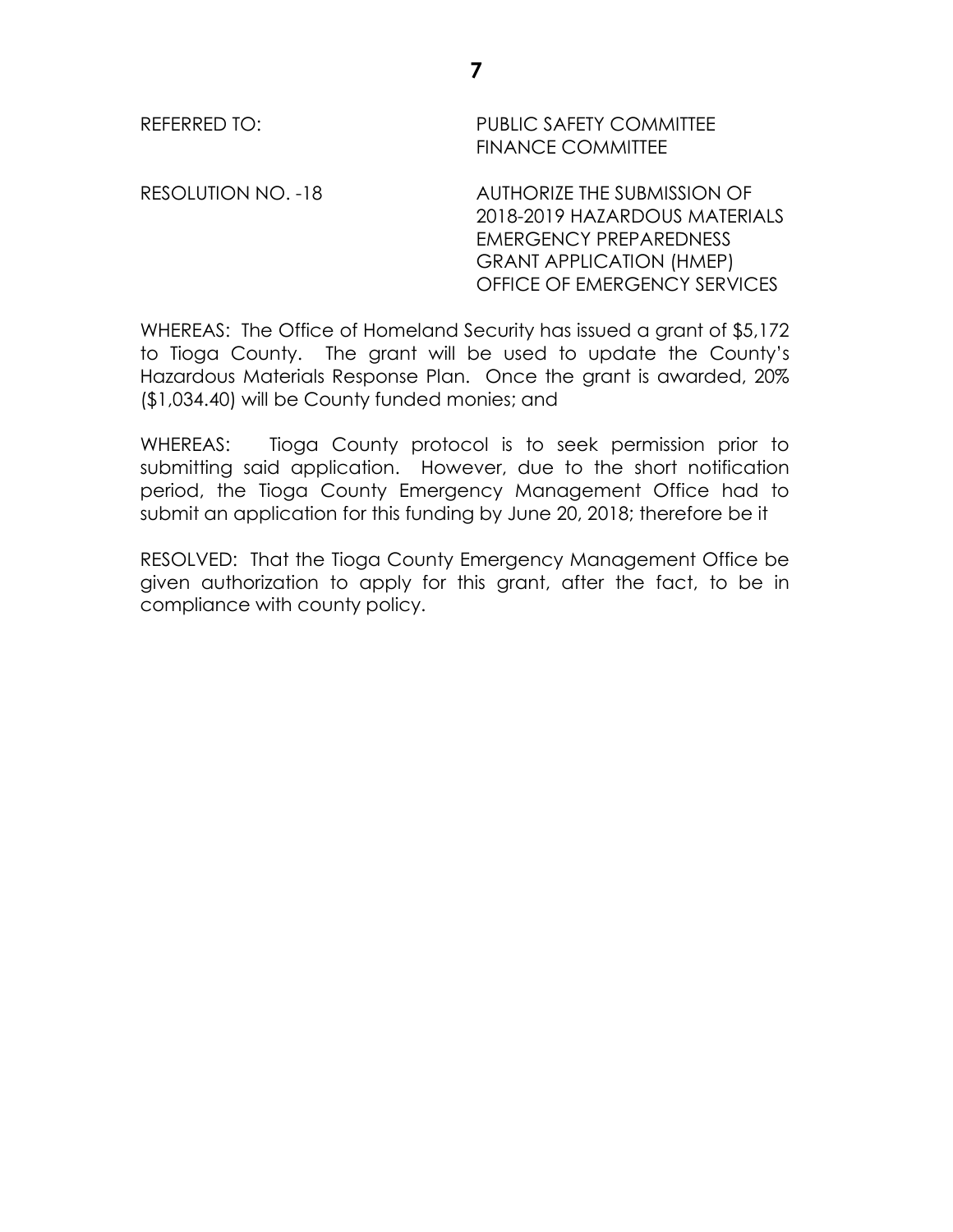REFERRED TO: PUBLIC SAFETY COMMITTEE
FINANCE COMMITTEE

RESOLUTION NO. -18 AUTHORIZE THE SUBMISSION OF 2018-2019 HAZARDOUS MATERIALS EMERGENCY PREPAREDNESS GRANT APPLICATION (HMEP) OFFICE OF EMERGENCY SERVICES

WHEREAS: The Office of Homeland Security has issued a grant of $5,172 to Tioga County. The grant will be used to update the County's Hazardous Materials Response Plan. Once the grant is awarded, 20% ($1,034.40) will be County funded monies; and

WHEREAS: Tioga County protocol is to seek permission prior to submitting said application. However, due to the short notification period, the Tioga County Emergency Management Office had to submit an application for this funding by June 20, 2018; therefore be it

RESOLVED: That the Tioga County Emergency Management Office be given authorization to apply for this grant, after the fact, to be in compliance with county policy.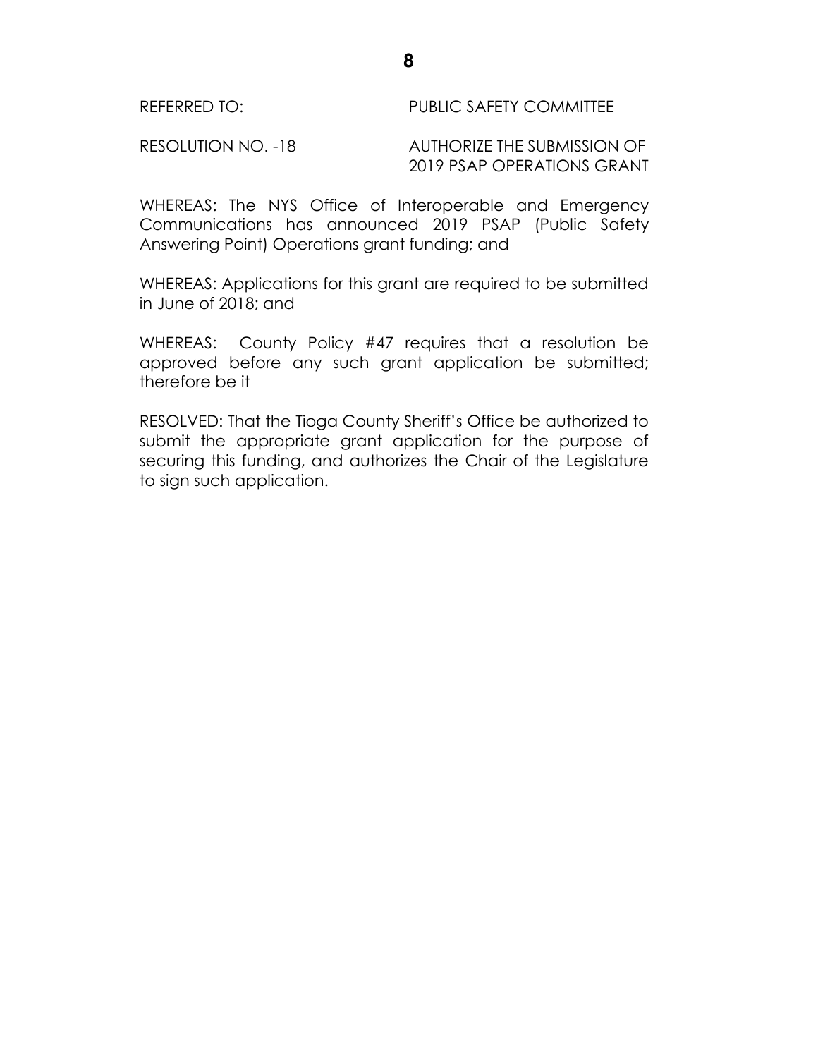REFERRED TO: PUBLIC SAFETY COMMITTEE

RESOLUTION NO. -18 AUTHORIZE THE SUBMISSION OF 2019 PSAP OPERATIONS GRANT

WHEREAS: The NYS Office of Interoperable and Emergency Communications has announced 2019 PSAP (Public Safety Answering Point) Operations grant funding; and

WHEREAS: Applications for this grant are required to be submitted in June of 2018; and

WHEREAS: County Policy #47 requires that a resolution be approved before any such grant application be submitted; therefore be it

RESOLVED: That the Tioga County Sheriff's Office be authorized to submit the appropriate grant application for the purpose of securing this funding, and authorizes the Chair of the Legislature to sign such application.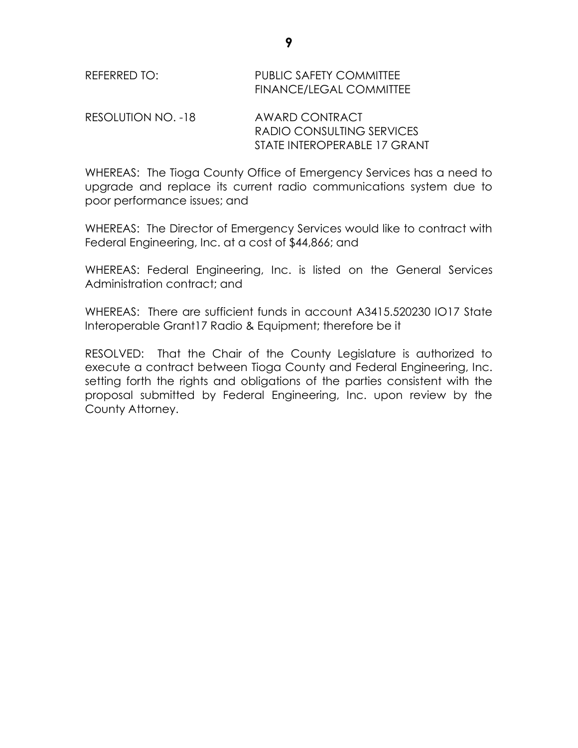REFERRED TO: PUBLIC SAFETY COMMITTEE
FINANCE/LEGAL COMMITTEE

RESOLUTION NO. -18 AWARD CONTRACT
RADIO CONSULTING SERVICES
STATE INTEROPERABLE 17 GRANT

WHEREAS: The Tioga County Office of Emergency Services has a need to upgrade and replace its current radio communications system due to poor performance issues; and

WHEREAS: The Director of Emergency Services would like to contract with Federal Engineering, Inc. at a cost of $44,866; and

WHEREAS: Federal Engineering, Inc. is listed on the General Services Administration contract; and

WHEREAS: There are sufficient funds in account A3415.520230 IO17 State Interoperable Grant17 Radio & Equipment; therefore be it

RESOLVED: That the Chair of the County Legislature is authorized to execute a contract between Tioga County and Federal Engineering, Inc. setting forth the rights and obligations of the parties consistent with the proposal submitted by Federal Engineering, Inc. upon review by the County Attorney.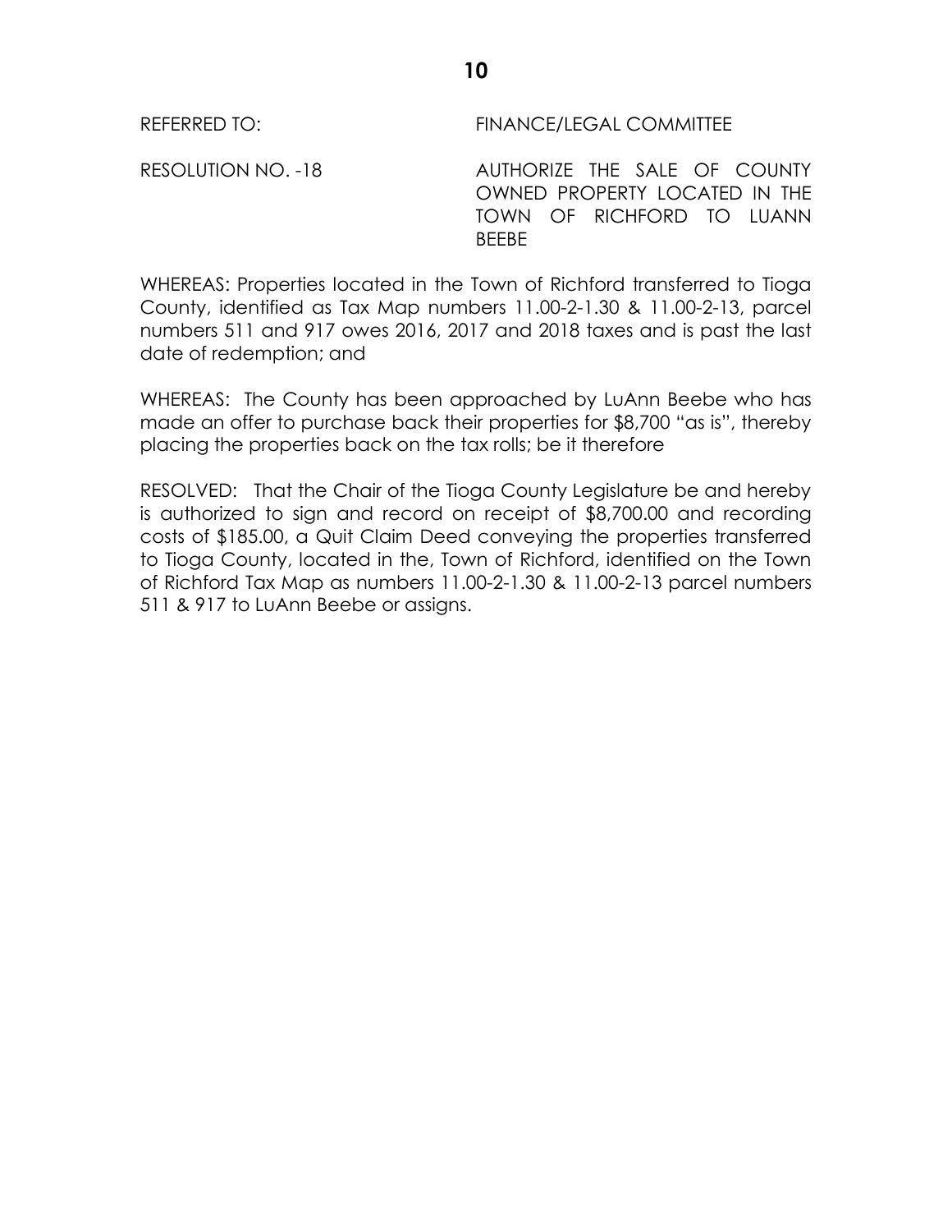REFERRED TO: FINANCE/LEGAL COMMITTEE

RESOLUTION NO. -18 AUTHORIZE THE SALE OF COUNTY OWNED PROPERTY LOCATED IN THE TOWN OF RICHFORD TO LUANN BEEBE

WHEREAS: Properties located in the Town of Richford transferred to Tioga County, identified as Tax Map numbers 11.00-2-1.30 & 11.00-2-13, parcel numbers 511 and 917 owes 2016, 2017 and 2018 taxes and is past the last date of redemption; and

WHEREAS: The County has been approached by LuAnn Beebe who has made an offer to purchase back their properties for $8,700 "as is", thereby placing the properties back on the tax rolls; be it therefore

RESOLVED: That the Chair of the Tioga County Legislature be and hereby is authorized to sign and record on receipt of $8,700.00 and recording costs of $185.00, a Quit Claim Deed conveying the properties transferred to Tioga County, located in the, Town of Richford, identified on the Town of Richford Tax Map as numbers 11.00-2-1.30 & 11.00-2-13 parcel numbers 511 & 917 to LuAnn Beebe or assigns.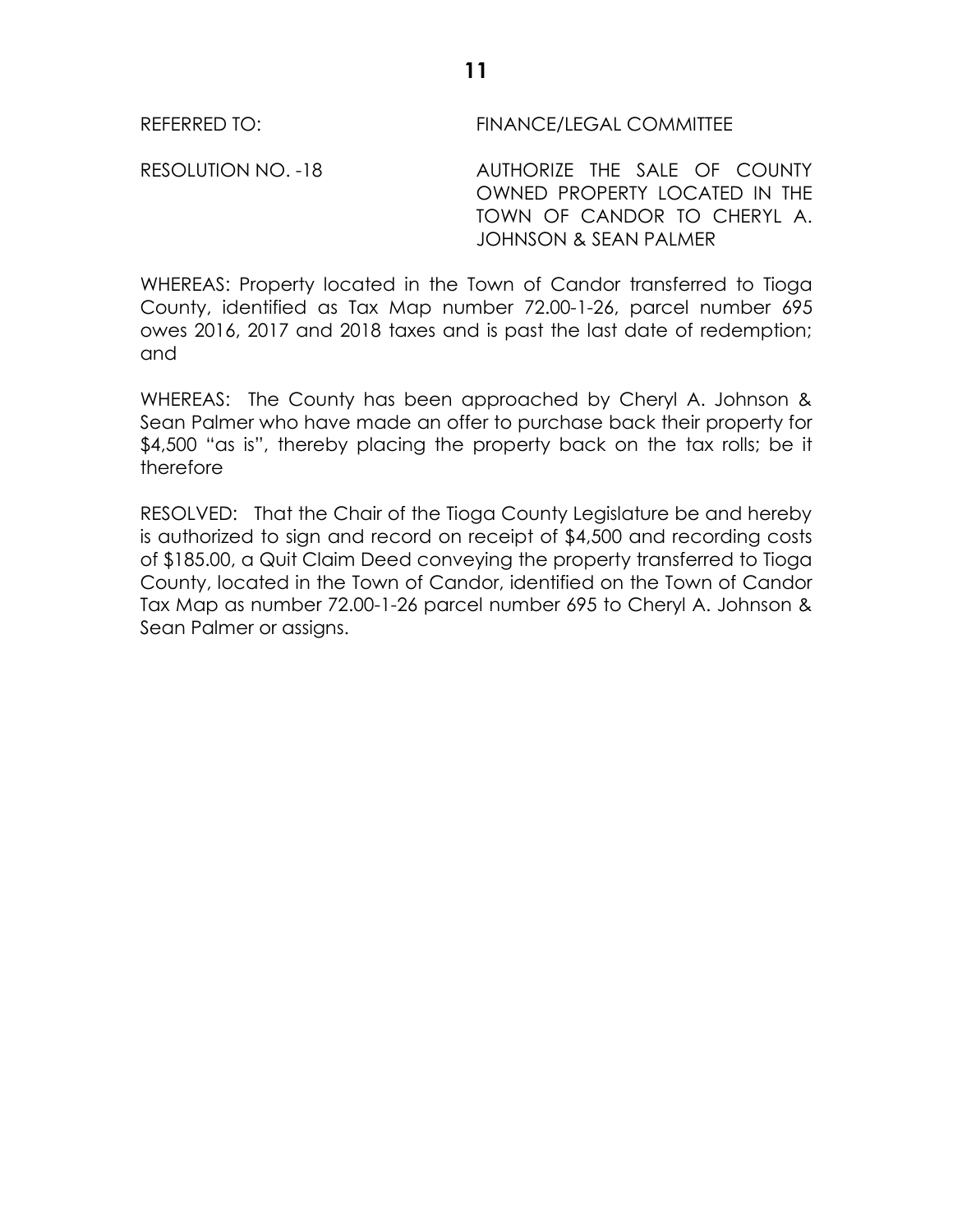REFERRED TO: FINANCE/LEGAL COMMITTEE

RESOLUTION NO. -18 AUTHORIZE THE SALE OF COUNTY OWNED PROPERTY LOCATED IN THE TOWN OF CANDOR TO CHERYL A. JOHNSON & SEAN PALMER

WHEREAS: Property located in the Town of Candor transferred to Tioga County, identified as Tax Map number 72.00-1-26, parcel number 695 owes 2016, 2017 and 2018 taxes and is past the last date of redemption; and

WHEREAS: The County has been approached by Cheryl A. Johnson & Sean Palmer who have made an offer to purchase back their property for $4,500 "as is", thereby placing the property back on the tax rolls; be it therefore

RESOLVED: That the Chair of the Tioga County Legislature be and hereby is authorized to sign and record on receipt of $4,500 and recording costs of $185.00, a Quit Claim Deed conveying the property transferred to Tioga County, located in the Town of Candor, identified on the Town of Candor Tax Map as number 72.00-1-26 parcel number 695 to Cheryl A. Johnson & Sean Palmer or assigns.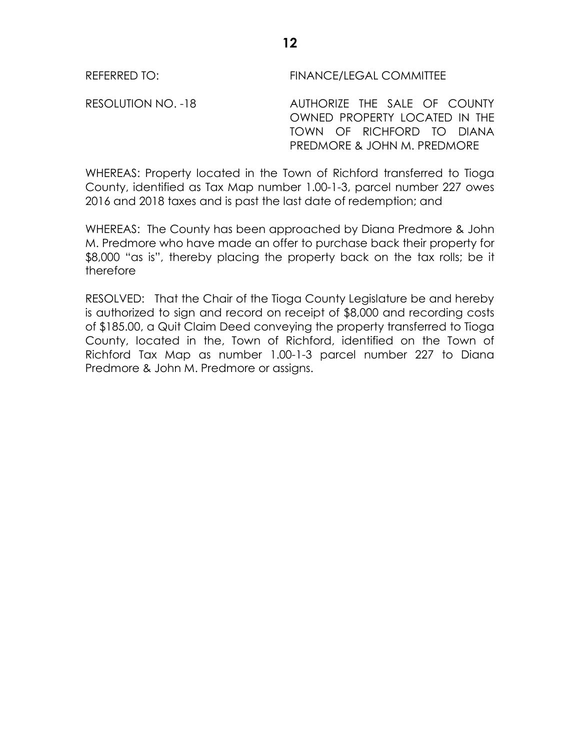REFERRED TO: FINANCE/LEGAL COMMITTEE

RESOLUTION NO. -18 AUTHORIZE THE SALE OF COUNTY OWNED PROPERTY LOCATED IN THE TOWN OF RICHFORD TO DIANA PREDMORE & JOHN M. PREDMORE

WHEREAS: Property located in the Town of Richford transferred to Tioga County, identified as Tax Map number 1.00-1-3, parcel number 227 owes 2016 and 2018 taxes and is past the last date of redemption; and

WHEREAS: The County has been approached by Diana Predmore & John M. Predmore who have made an offer to purchase back their property for $8,000 "as is", thereby placing the property back on the tax rolls; be it therefore

RESOLVED: That the Chair of the Tioga County Legislature be and hereby is authorized to sign and record on receipt of $8,000 and recording costs of $185.00, a Quit Claim Deed conveying the property transferred to Tioga County, located in the, Town of Richford, identified on the Town of Richford Tax Map as number 1.00-1-3 parcel number 227 to Diana Predmore & John M. Predmore or assigns.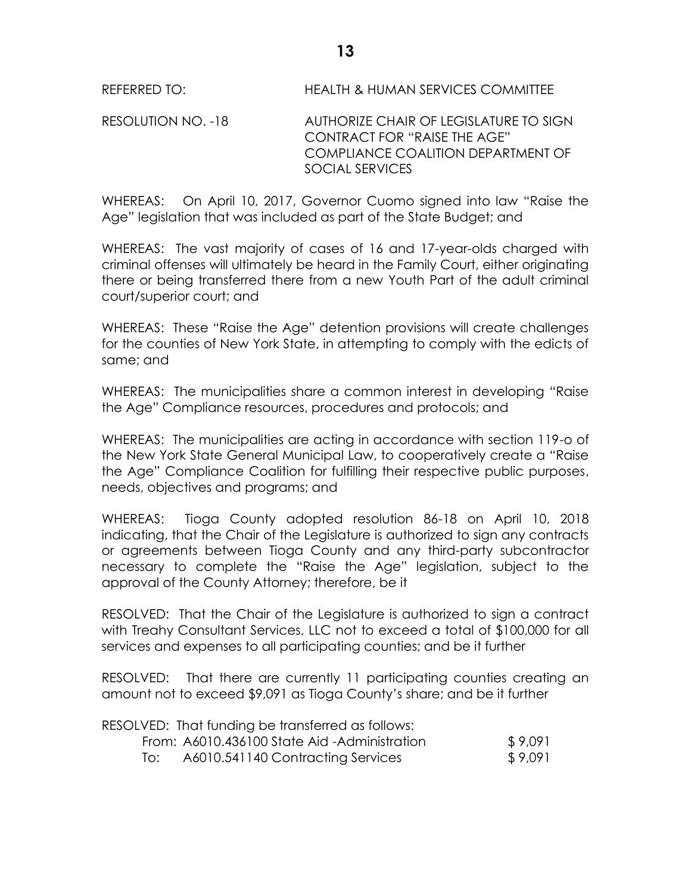REFERRED TO: HEALTH & HUMAN SERVICES COMMITTEE

RESOLUTION NO. -18 AUTHORIZE CHAIR OF LEGISLATURE TO SIGN CONTRACT FOR "RAISE THE AGE" COMPLIANCE COALITION DEPARTMENT OF SOCIAL SERVICES

WHEREAS: On April 10, 2017, Governor Cuomo signed into law "Raise the Age" legislation that was included as part of the State Budget; and

WHEREAS: The vast majority of cases of 16 and 17-year-olds charged with criminal offenses will ultimately be heard in the Family Court, either originating there or being transferred there from a new Youth Part of the adult criminal court/superior court; and

WHEREAS: These "Raise the Age" detention provisions will create challenges for the counties of New York State, in attempting to comply with the edicts of same; and

WHEREAS: The municipalities share a common interest in developing "Raise the Age" Compliance resources, procedures and protocols; and

WHEREAS: The municipalities are acting in accordance with section 119-o of the New York State General Municipal Law, to cooperatively create a "Raise the Age" Compliance Coalition for fulfilling their respective public purposes, needs, objectives and programs; and

WHEREAS: Tioga County adopted resolution 86-18 on April 10, 2018 indicating, that the Chair of the Legislature is authorized to sign any contracts or agreements between Tioga County and any third-party subcontractor necessary to complete the "Raise the Age" legislation, subject to the approval of the County Attorney; therefore, be it

RESOLVED: That the Chair of the Legislature is authorized to sign a contract with Treahy Consultant Services, LLC not to exceed a total of $100,000 for all services and expenses to all participating counties; and be it further

RESOLVED: That there are currently 11 participating counties creating an amount not to exceed $9,091 as Tioga County's share; and be it further

RESOLVED: That funding be transferred as follows:

| | | |
|---|---|---|
| From: | A6010.436100 State Aid -Administration | $ 9,091 |
| To: | A6010.541140 Contracting Services | $ 9,091 |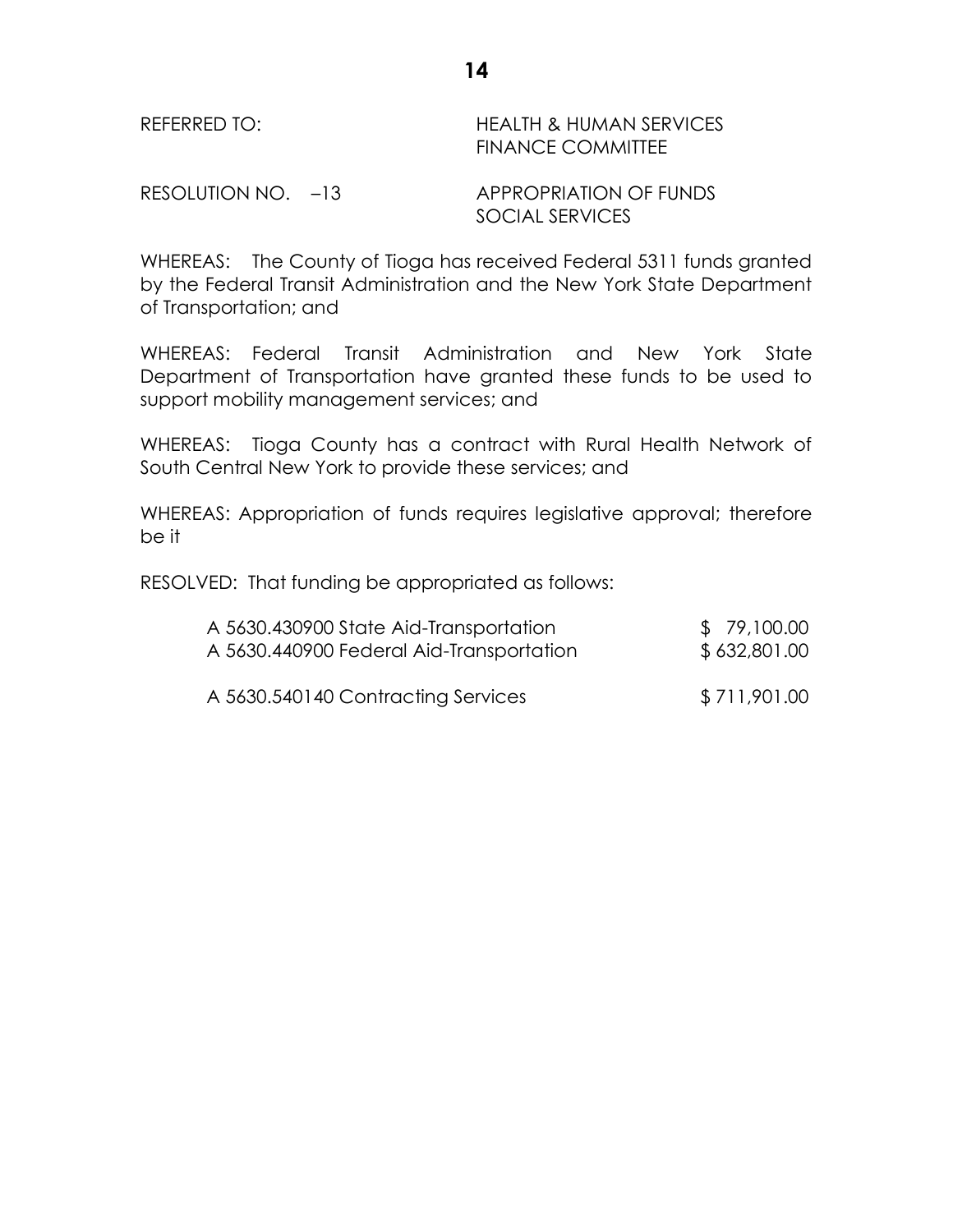REFERRED TO: HEALTH & HUMAN SERVICES
FINANCE COMMITTEE

RESOLUTION NO. –13 APPROPRIATION OF FUNDS
SOCIAL SERVICES

WHEREAS: The County of Tioga has received Federal 5311 funds granted by the Federal Transit Administration and the New York State Department of Transportation; and

WHEREAS: Federal Transit Administration and New York State Department of Transportation have granted these funds to be used to support mobility management services; and

WHEREAS: Tioga County has a contract with Rural Health Network of South Central New York to provide these services; and

WHEREAS: Appropriation of funds requires legislative approval; therefore be it

RESOLVED: That funding be appropriated as follows:

| | |
|---|---|
| A 5630.430900 State Aid-Transportation | $ 79,100.00 |
| A 5630.440900 Federal Aid-Transportation | $ 632,801.00 |
| A 5630.540140 Contracting Services | $ 711,901.00 |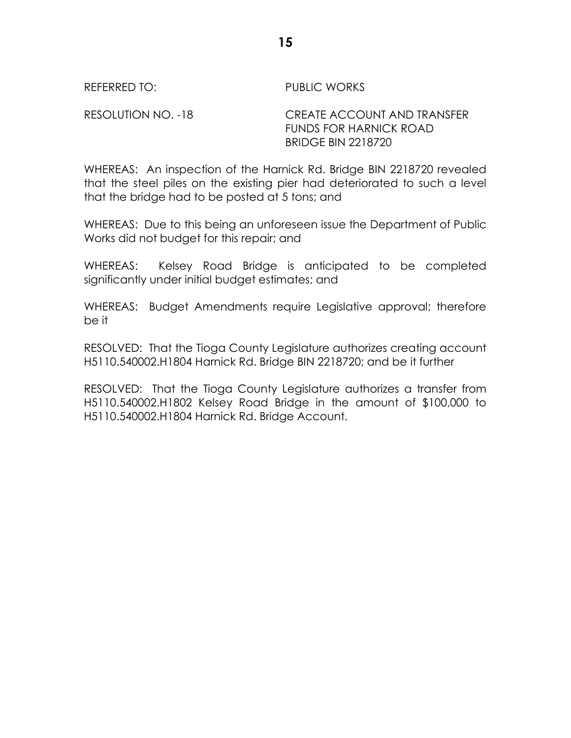REFERRED TO: PUBLIC WORKS

RESOLUTION NO. -18 CREATE ACCOUNT AND TRANSFER FUNDS FOR HARNICK ROAD BRIDGE BIN 2218720

WHEREAS: An inspection of the Harnick Rd. Bridge BIN 2218720 revealed that the steel piles on the existing pier had deteriorated to such a level that the bridge had to be posted at 5 tons; and

WHEREAS: Due to this being an unforeseen issue the Department of Public Works did not budget for this repair; and

WHEREAS: Kelsey Road Bridge is anticipated to be completed significantly under initial budget estimates; and

WHEREAS: Budget Amendments require Legislative approval; therefore be it

RESOLVED: That the Tioga County Legislature authorizes creating account H5110.540002.H1804 Harnick Rd. Bridge BIN 2218720; and be it further

RESOLVED: That the Tioga County Legislature authorizes a transfer from H5110.540002.H1802 Kelsey Road Bridge in the amount of $100,000 to H5110.540002.H1804 Harnick Rd. Bridge Account.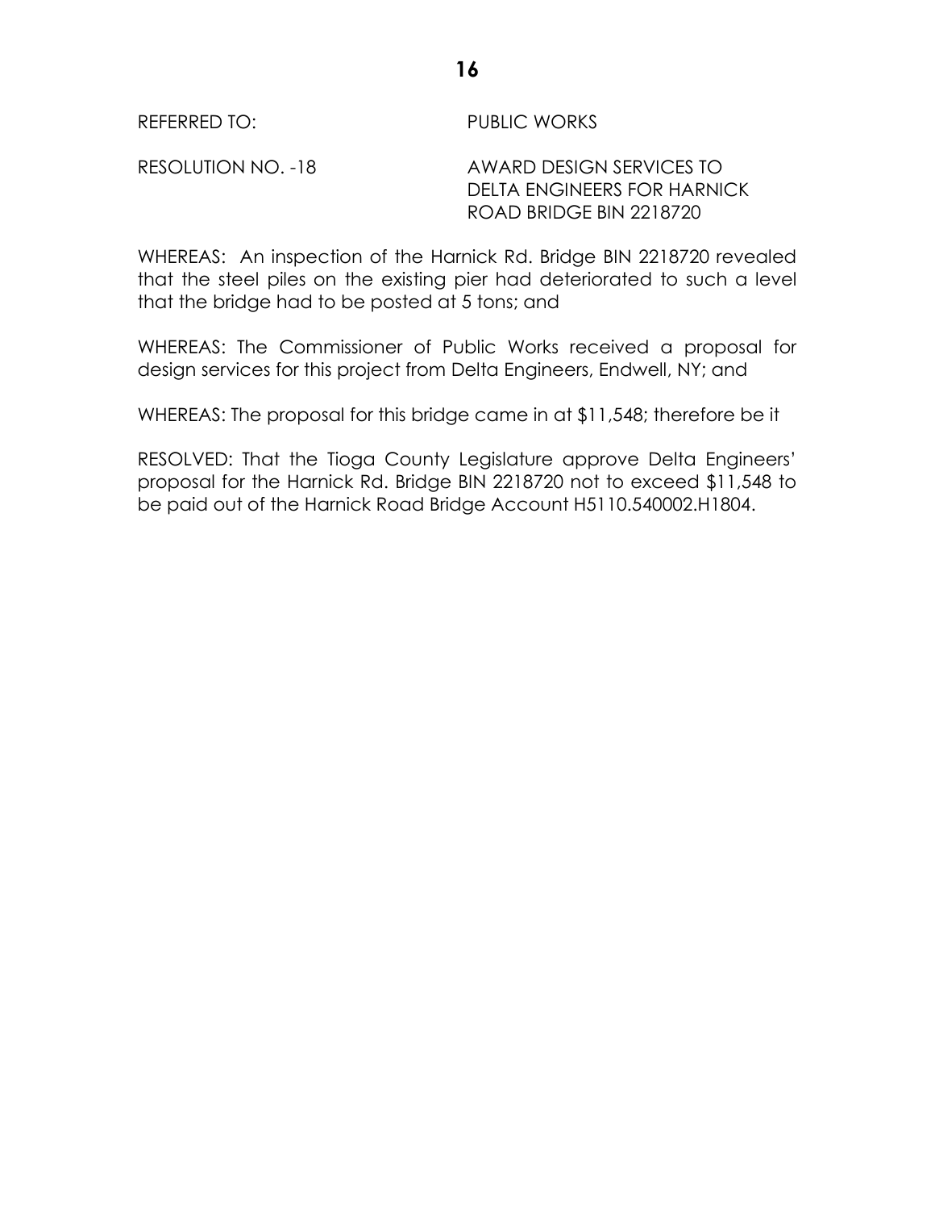REFERRED TO: PUBLIC WORKS

RESOLUTION NO. -18 AWARD DESIGN SERVICES TO DELTA ENGINEERS FOR HARNICK ROAD BRIDGE BIN 2218720

WHEREAS: An inspection of the Harnick Rd. Bridge BIN 2218720 revealed that the steel piles on the existing pier had deteriorated to such a level that the bridge had to be posted at 5 tons; and

WHEREAS: The Commissioner of Public Works received a proposal for design services for this project from Delta Engineers, Endwell, NY; and

WHEREAS: The proposal for this bridge came in at $11,548; therefore be it

RESOLVED: That the Tioga County Legislature approve Delta Engineers' proposal for the Harnick Rd. Bridge BIN 2218720 not to exceed $11,548 to be paid out of the Harnick Road Bridge Account H5110.540002.H1804.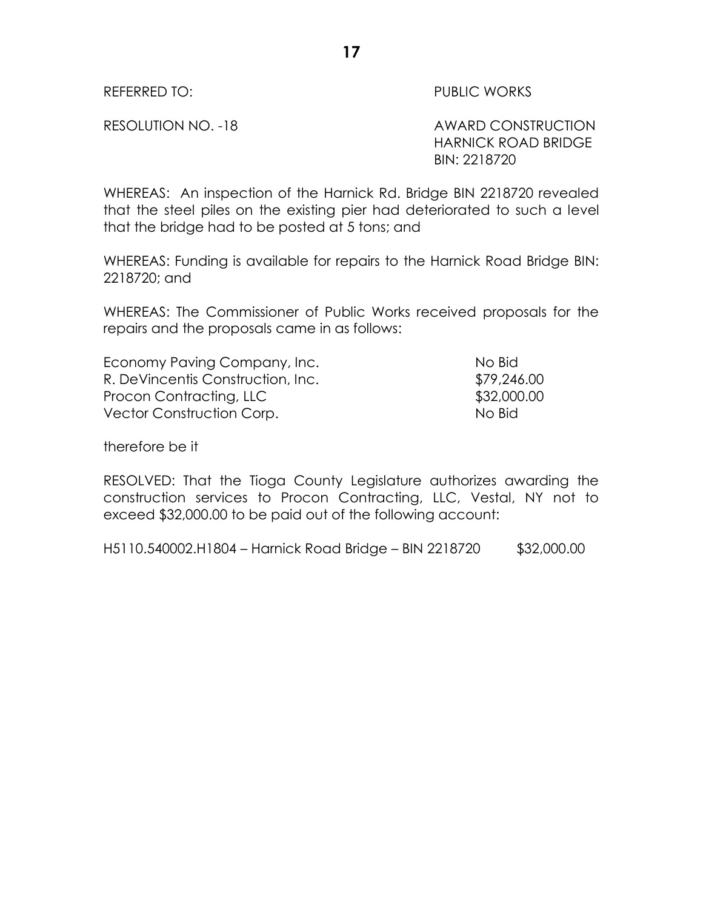REFERRED TO: PUBLIC WORKS

RESOLUTION NO. -18 AWARD CONSTRUCTION HARNICK ROAD BRIDGE BIN: 2218720

WHEREAS: An inspection of the Harnick Rd. Bridge BIN 2218720 revealed that the steel piles on the existing pier had deteriorated to such a level that the bridge had to be posted at 5 tons; and

WHEREAS: Funding is available for repairs to the Harnick Road Bridge BIN: 2218720; and

WHEREAS: The Commissioner of Public Works received proposals for the repairs and the proposals came in as follows:

| | |
|---|---|
| Economy Paving Company, Inc. | No Bid |
| R. DeVincentis Construction, Inc. | $79,246.00 |
| Procon Contracting, LLC | $32,000.00 |
| Vector Construction Corp. | No Bid |

therefore be it

RESOLVED: That the Tioga County Legislature authorizes awarding the construction services to Procon Contracting, LLC, Vestal, NY not to exceed $32,000.00 to be paid out of the following account:

H5110.540002.H1804 – Harnick Road Bridge – BIN 2218720 $32,000.00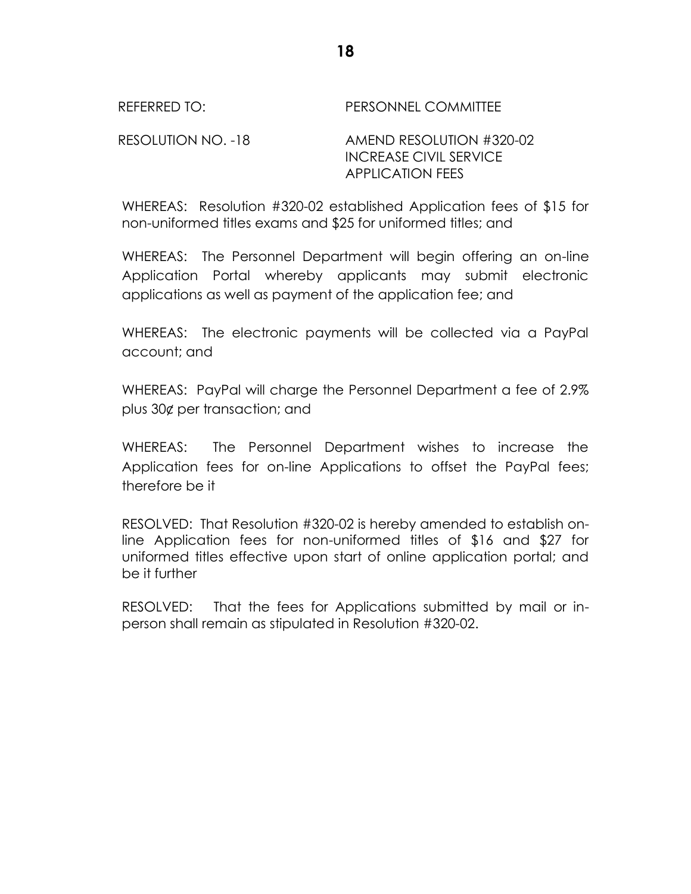REFERRED TO: PERSONNEL COMMITTEE

RESOLUTION NO. -18 AMEND RESOLUTION #320-02
INCREASE CIVIL SERVICE
APPLICATION FEES

WHEREAS: Resolution #320-02 established Application fees of $15 for non-uniformed titles exams and $25 for uniformed titles; and

WHEREAS: The Personnel Department will begin offering an on-line Application Portal whereby applicants may submit electronic applications as well as payment of the application fee; and

WHEREAS: The electronic payments will be collected via a PayPal account; and

WHEREAS: PayPal will charge the Personnel Department a fee of 2.9% plus 30¢ per transaction; and

WHEREAS: The Personnel Department wishes to increase the Application fees for on-line Applications to offset the PayPal fees; therefore be it

RESOLVED: That Resolution #320-02 is hereby amended to establish on-line Application fees for non-uniformed titles of $16 and $27 for uniformed titles effective upon start of online application portal; and be it further

RESOLVED: That the fees for Applications submitted by mail or in-person shall remain as stipulated in Resolution #320-02.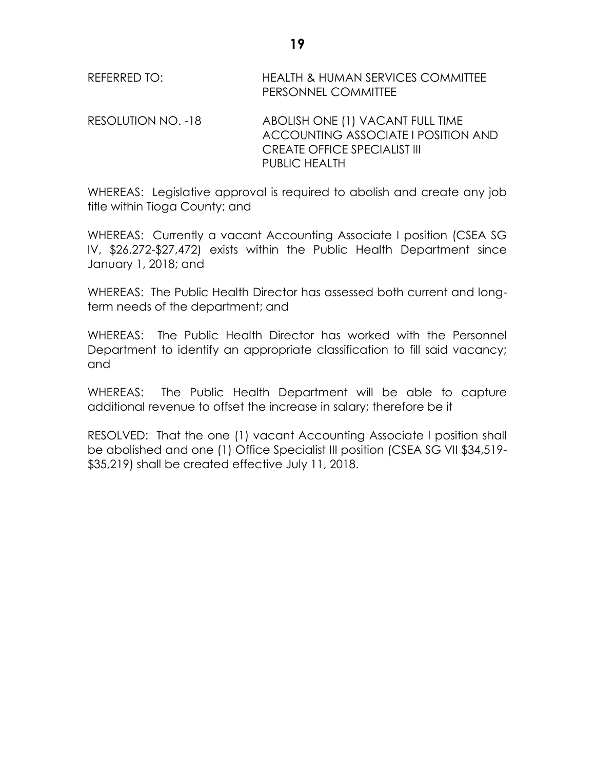REFERRED TO: HEALTH & HUMAN SERVICES COMMITTEE
PERSONNEL COMMITTEE

RESOLUTION NO. -18 ABOLISH ONE (1) VACANT FULL TIME ACCOUNTING ASSOCIATE I POSITION AND CREATE OFFICE SPECIALIST III
PUBLIC HEALTH

WHEREAS: Legislative approval is required to abolish and create any job title within Tioga County; and

WHEREAS: Currently a vacant Accounting Associate I position (CSEA SG IV, $26,272-$27,472) exists within the Public Health Department since January 1, 2018; and

WHEREAS: The Public Health Director has assessed both current and long-term needs of the department; and

WHEREAS: The Public Health Director has worked with the Personnel Department to identify an appropriate classification to fill said vacancy; and

WHEREAS: The Public Health Department will be able to capture additional revenue to offset the increase in salary; therefore be it

RESOLVED: That the one (1) vacant Accounting Associate I position shall be abolished and one (1) Office Specialist III position (CSEA SG VII $34,519-$35,219) shall be created effective July 11, 2018.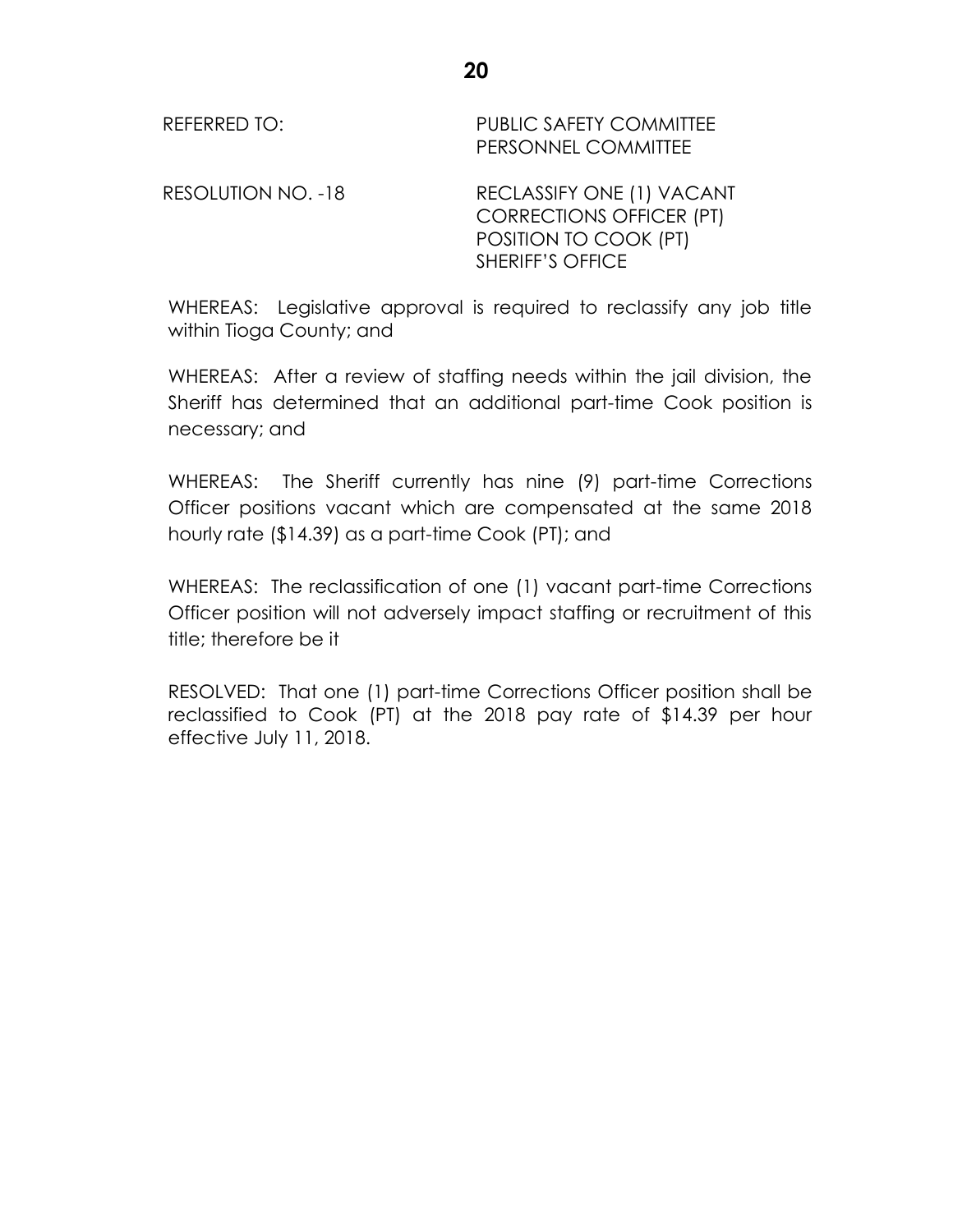REFERRED TO: PUBLIC SAFETY COMMITTEE
PERSONNEL COMMITTEE

RESOLUTION NO. -18 RECLASSIFY ONE (1) VACANT CORRECTIONS OFFICER (PT) POSITION TO COOK (PT) SHERIFF'S OFFICE

WHEREAS: Legislative approval is required to reclassify any job title within Tioga County; and

WHEREAS: After a review of staffing needs within the jail division, the Sheriff has determined that an additional part-time Cook position is necessary; and

WHEREAS: The Sheriff currently has nine (9) part-time Corrections Officer positions vacant which are compensated at the same 2018 hourly rate ($14.39) as a part-time Cook (PT); and

WHEREAS: The reclassification of one (1) vacant part-time Corrections Officer position will not adversely impact staffing or recruitment of this title; therefore be it

RESOLVED: That one (1) part-time Corrections Officer position shall be reclassified to Cook (PT) at the 2018 pay rate of $14.39 per hour effective July 11, 2018.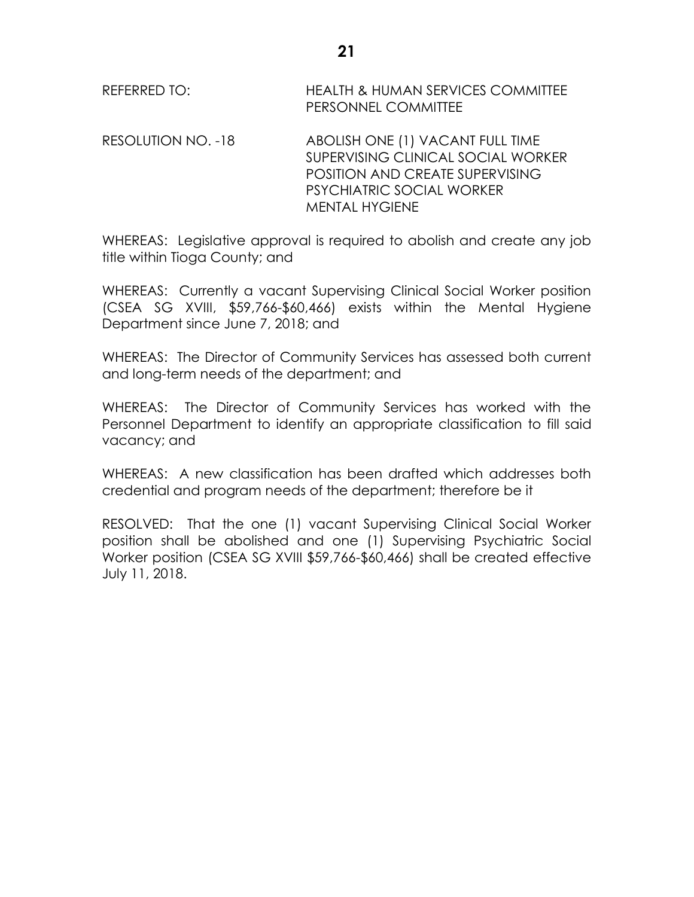REFERRED TO: HEALTH & HUMAN SERVICES COMMITTEE
PERSONNEL COMMITTEE

RESOLUTION NO. -18 ABOLISH ONE (1) VACANT FULL TIME SUPERVISING CLINICAL SOCIAL WORKER POSITION AND CREATE SUPERVISING PSYCHIATRIC SOCIAL WORKER
MENTAL HYGIENE

WHEREAS: Legislative approval is required to abolish and create any job title within Tioga County; and

WHEREAS: Currently a vacant Supervising Clinical Social Worker position (CSEA SG XVIII, $59,766-$60,466) exists within the Mental Hygiene Department since June 7, 2018; and

WHEREAS: The Director of Community Services has assessed both current and long-term needs of the department; and

WHEREAS: The Director of Community Services has worked with the Personnel Department to identify an appropriate classification to fill said vacancy; and

WHEREAS: A new classification has been drafted which addresses both credential and program needs of the department; therefore be it

RESOLVED: That the one (1) vacant Supervising Clinical Social Worker position shall be abolished and one (1) Supervising Psychiatric Social Worker position (CSEA SG XVIII $59,766-$60,466) shall be created effective July 11, 2018.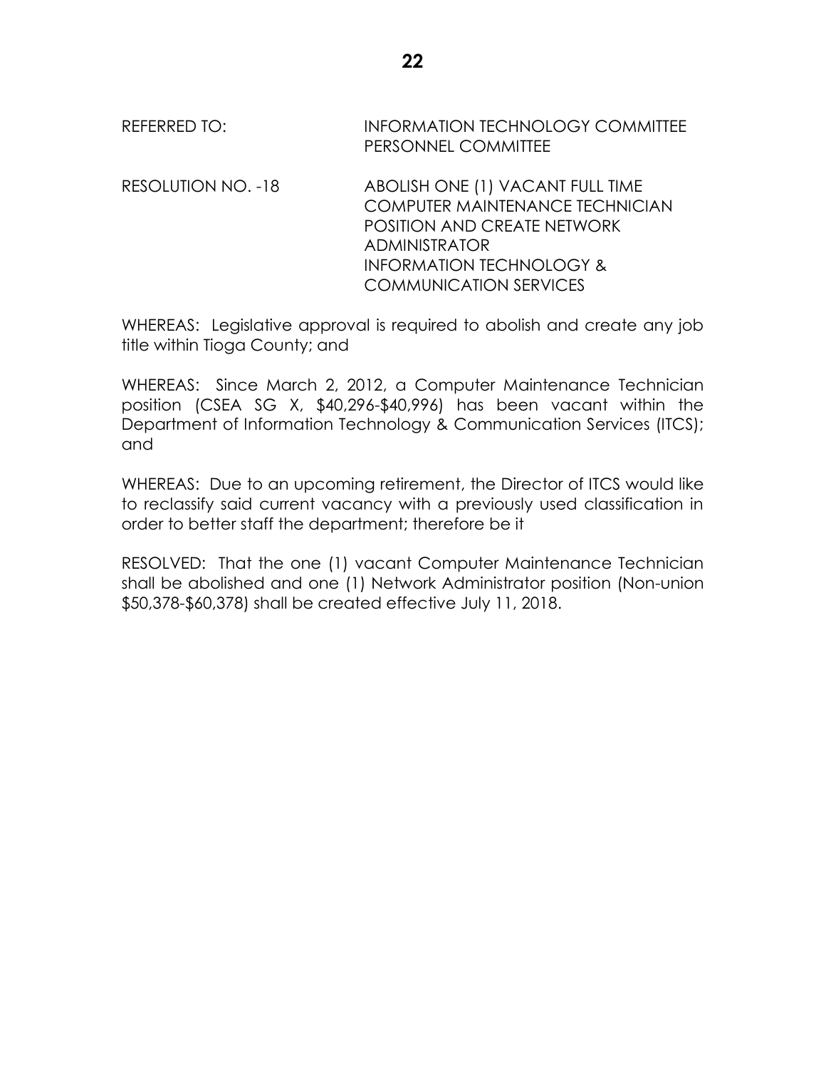REFERRED TO: INFORMATION TECHNOLOGY COMMITTEE
PERSONNEL COMMITTEE

RESOLUTION NO. -18 ABOLISH ONE (1) VACANT FULL TIME COMPUTER MAINTENANCE TECHNICIAN POSITION AND CREATE NETWORK ADMINISTRATOR
INFORMATION TECHNOLOGY & COMMUNICATION SERVICES

WHEREAS: Legislative approval is required to abolish and create any job title within Tioga County; and

WHEREAS: Since March 2, 2012, a Computer Maintenance Technician position (CSEA SG X, $40,296-$40,996) has been vacant within the Department of Information Technology & Communication Services (ITCS); and

WHEREAS: Due to an upcoming retirement, the Director of ITCS would like to reclassify said current vacancy with a previously used classification in order to better staff the department; therefore be it

RESOLVED: That the one (1) vacant Computer Maintenance Technician shall be abolished and one (1) Network Administrator position (Non-union $50,378-$60,378) shall be created effective July 11, 2018.